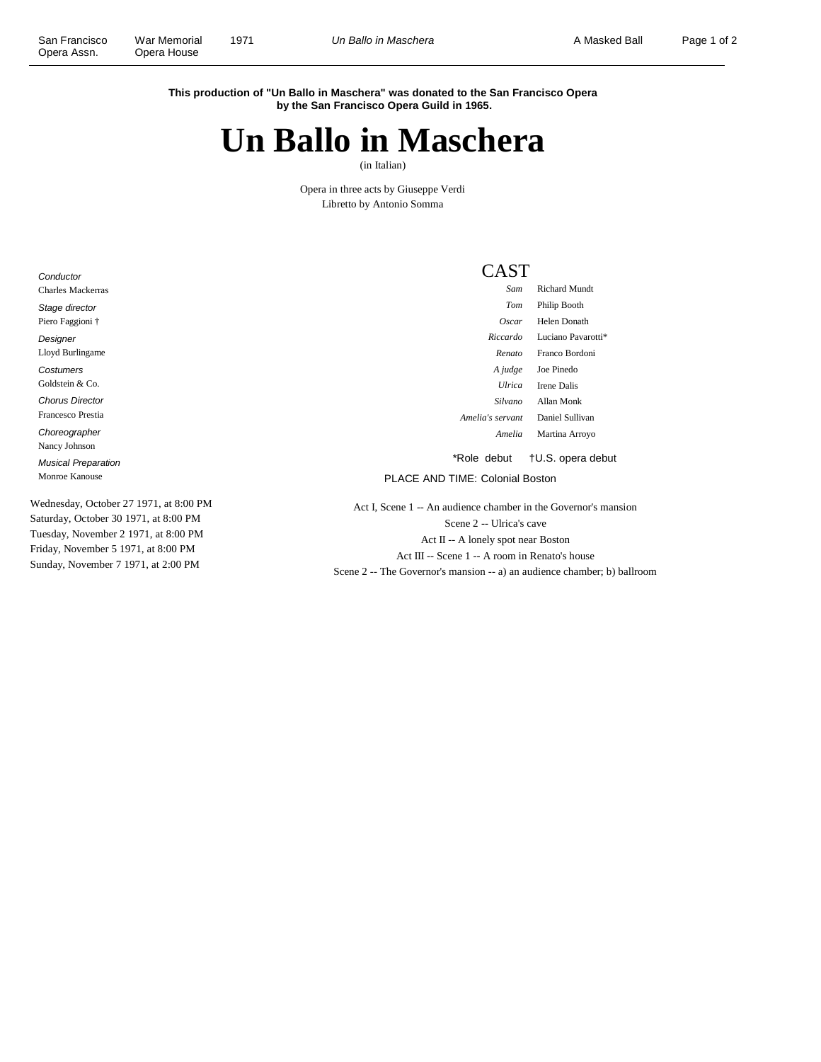**This production of "Un Ballo in Maschera" was donated to the San Francisco Opera by the San Francisco Opera Guild in 1965.**

# Un Ballo in Maschera

(in Italian)

Opera in three acts by Giuseppe Verdi
Libretto by Antonio Somma

*Conductor*
Charles Mackerras

*Stage director*
Piero Faggioni †

*Designer*
Lloyd Burlingame

*Costumers*
Goldstein & Co.

*Chorus Director*
Francesco Prestia

*Choreographer*
Nancy Johnson

*Musical Preparation*
Monroe Kanouse

Wednesday, October 27 1971, at 8:00 PM
Saturday, October 30 1971, at 8:00 PM
Tuesday, November 2 1971, at 8:00 PM
Friday, November 5 1971, at 8:00 PM
Sunday, November 7 1971, at 2:00 PM

## CAST

| Role | Performer |
|---|---|
| *Sam* | Richard Mundt |
| *Tom* | Philip Booth |
| *Oscar* | Helen Donath |
| *Riccardo* | Luciano Pavarotti* |
| *Renato* | Franco Bordoni |
| *A judge* | Joe Pinedo |
| *Ulrica* | Irene Dalis |
| *Silvano* | Allan Monk |
| *Amelia's servant* | Daniel Sullivan |
| *Amelia* | Martina Arroyo |

*Role debut †U.S. opera debut

PLACE AND TIME: Colonial Boston

Act I, Scene 1 -- An audience chamber in the Governor's mansion
Scene 2 -- Ulrica's cave
Act II -- A lonely spot near Boston
Act III -- Scene 1 -- A room in Renato's house
Scene 2 -- The Governor's mansion -- a) an audience chamber; b) ballroom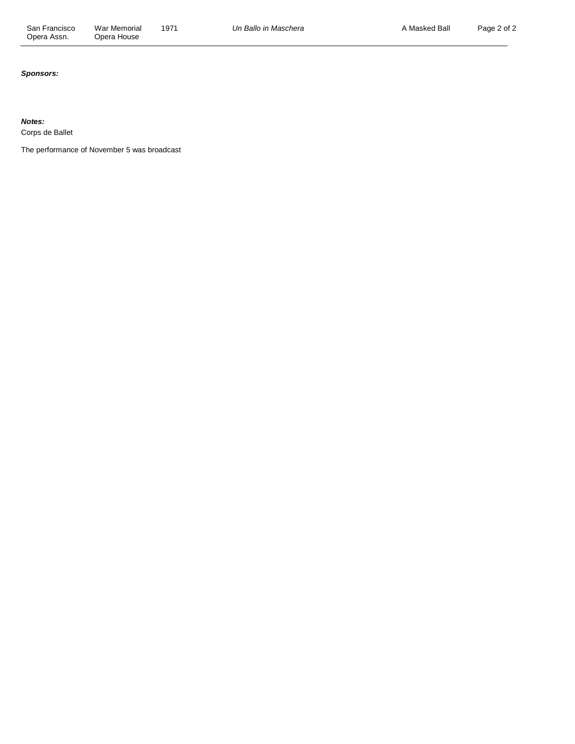***Sponsors:***

***Notes:***

Corps de Ballet

The performance of November 5 was broadcast